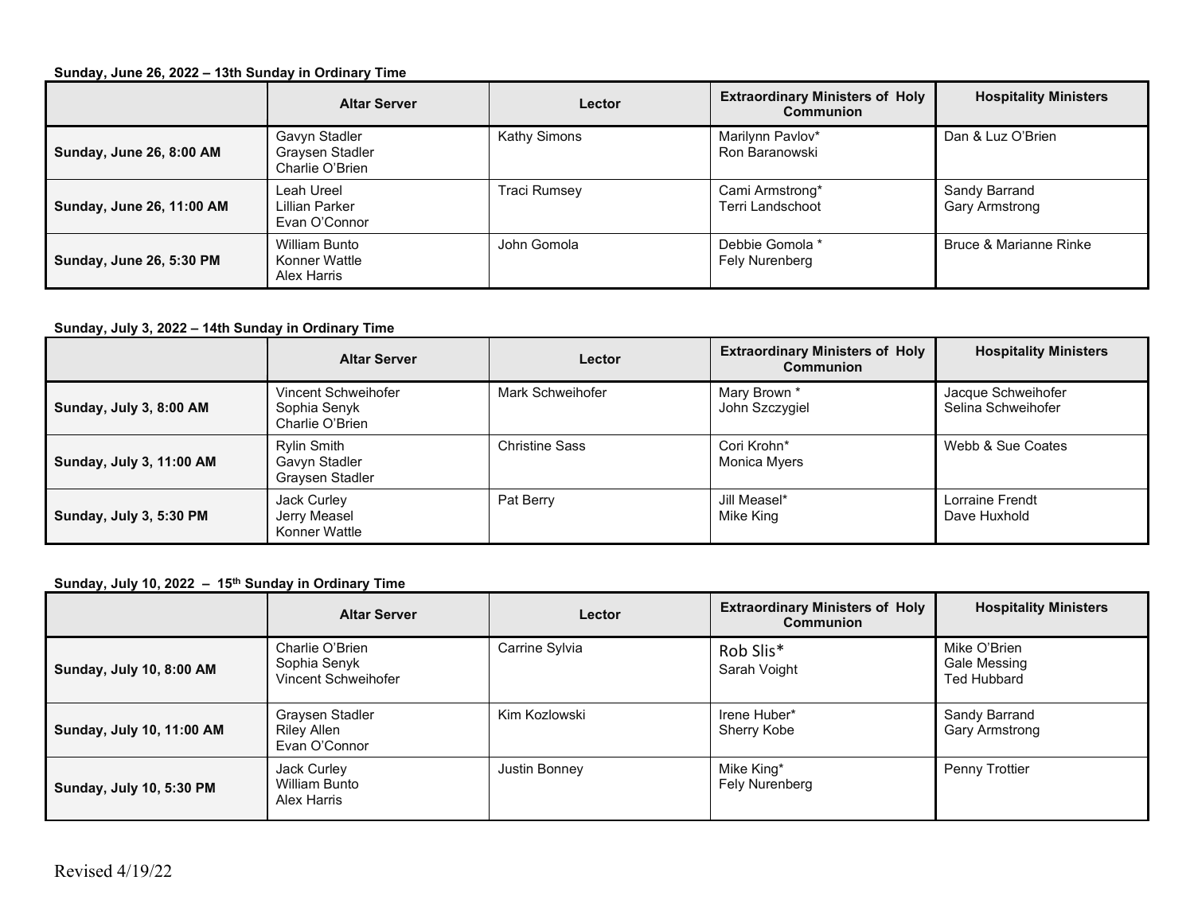**Sunday, June 26, 2022 – 13th Sunday in Ordinary Time**

| | Altar Server | Lector | Extraordinary Ministers of Holy Communion | Hospitality Ministers |
|---|---|---|---|---|
| **Sunday, June 26, 8:00 AM** | Gavyn Stadler<br>Graysen Stadler<br>Charlie O'Brien | Kathy Simons | Marilynn Pavlov*<br>Ron Baranowski | Dan & Luz O'Brien |
| **Sunday, June 26, 11:00 AM** | Leah Ureel<br>Lillian Parker<br>Evan O'Connor | Traci Rumsey | Cami Armstrong*<br>Terri Landschoot | Sandy Barrand<br>Gary Armstrong |
| **Sunday, June 26, 5:30 PM** | William Bunto<br>Konner Wattle<br>Alex Harris | John Gomola | Debbie Gomola *<br>Fely Nurenberg | Bruce & Marianne Rinke |

**Sunday, July 3, 2022 – 14th Sunday in Ordinary Time**

| | Altar Server | Lector | Extraordinary Ministers of Holy Communion | Hospitality Ministers |
|---|---|---|---|---|
| **Sunday, July 3, 8:00 AM** | Vincent Schweihofer<br>Sophia Senyk<br>Charlie O'Brien | Mark Schweihofer | Mary Brown *<br>John Szczygiel | Jacque Schweihofer<br>Selina Schweihofer |
| **Sunday, July 3, 11:00 AM** | Rylin Smith<br>Gavyn Stadler<br>Graysen Stadler | Christine Sass | Cori Krohn*<br>Monica Myers | Webb & Sue Coates |
| **Sunday, July 3, 5:30 PM** | Jack Curley<br>Jerry Measel<br>Konner Wattle | Pat Berry | Jill Measel*<br>Mike King | Lorraine Frendt<br>Dave Huxhold |

**Sunday, July 10, 2022 – 15th Sunday in Ordinary Time**

| | Altar Server | Lector | Extraordinary Ministers of Holy Communion | Hospitality Ministers |
|---|---|---|---|---|
| **Sunday, July 10, 8:00 AM** | Charlie O'Brien<br>Sophia Senyk<br>Vincent Schweihofer | Carrine Sylvia | Rob Slis*<br>Sarah Voight | Mike O'Brien<br>Gale Messing<br>Ted Hubbard |
| **Sunday, July 10, 11:00 AM** | Graysen Stadler<br>Riley Allen<br>Evan O'Connor | Kim Kozlowski | Irene Huber*<br>Sherry Kobe | Sandy Barrand<br>Gary Armstrong |
| **Sunday, July 10, 5:30 PM** | Jack Curley<br>William Bunto<br>Alex Harris | Justin Bonney | Mike King*<br>Fely Nurenberg | Penny Trottier |

Revised 4/19/22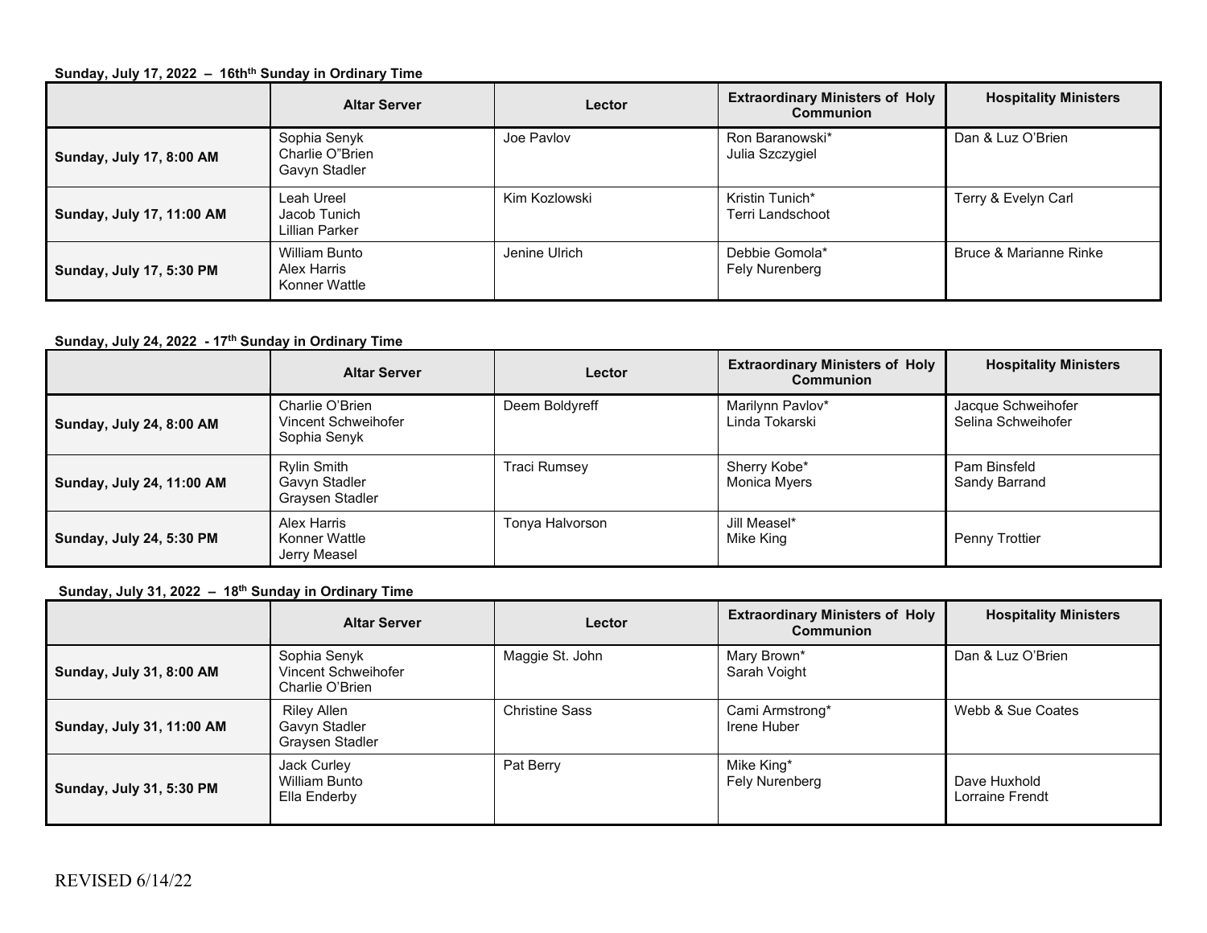**Sunday, July 17, 2022 – 16thth Sunday in Ordinary Time**

| | Altar Server | Lector | Extraordinary Ministers of Holy Communion | Hospitality Ministers |
|---|---|---|---|---|
| **Sunday, July 17, 8:00 AM** | Sophia Senyk<br>Charlie O"Brien<br>Gavyn Stadler | Joe Pavlov | Ron Baranowski*<br>Julia Szczygiel | Dan & Luz O'Brien |
| **Sunday, July 17, 11:00 AM** | Leah Ureel<br>Jacob Tunich<br>Lillian Parker | Kim Kozlowski | Kristin Tunich*<br>Terri Landschoot | Terry & Evelyn Carl |
| **Sunday, July 17, 5:30 PM** | William Bunto<br>Alex Harris<br>Konner Wattle | Jenine Ulrich | Debbie Gomola*<br>Fely Nurenberg | Bruce & Marianne Rinke |

**Sunday, July 24, 2022 - 17th Sunday in Ordinary Time**

| | Altar Server | Lector | Extraordinary Ministers of Holy Communion | Hospitality Ministers |
|---|---|---|---|---|
| **Sunday, July 24, 8:00 AM** | Charlie O'Brien<br>Vincent Schweihofer<br>Sophia Senyk | Deem Boldyreff | Marilynn Pavlov*<br>Linda Tokarski | Jacque Schweihofer<br>Selina Schweihofer |
| **Sunday, July 24, 11:00 AM** | Rylin Smith<br>Gavyn Stadler<br>Graysen Stadler | Traci Rumsey | Sherry Kobe*<br>Monica Myers | Pam Binsfeld<br>Sandy Barrand |
| **Sunday, July 24, 5:30 PM** | Alex Harris<br>Konner Wattle<br>Jerry Measel | Tonya Halvorson | Jill Measel*<br>Mike King | Penny Trottier |

**Sunday, July 31, 2022 – 18th Sunday in Ordinary Time**

| | Altar Server | Lector | Extraordinary Ministers of Holy Communion | Hospitality Ministers |
|---|---|---|---|---|
| **Sunday, July 31, 8:00 AM** | Sophia Senyk<br>Vincent Schweihofer<br>Charlie O'Brien | Maggie St. John | Mary Brown*<br>Sarah Voight | Dan & Luz O'Brien |
| **Sunday, July 31, 11:00 AM** | Riley Allen<br>Gavyn Stadler<br>Graysen Stadler | Christine Sass | Cami Armstrong*<br>Irene Huber | Webb & Sue Coates |
| **Sunday, July 31, 5:30 PM** | Jack Curley<br>William Bunto<br>Ella Enderby | Pat Berry | Mike King*<br>Fely Nurenberg | Dave Huxhold<br>Lorraine Frendt |

REVISED 6/14/22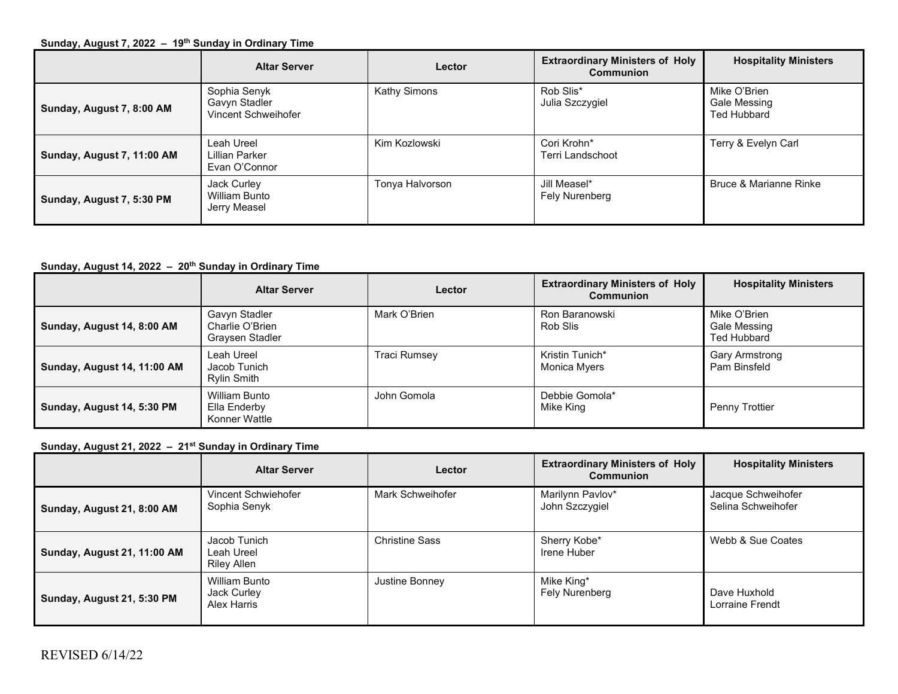**Sunday, August 7, 2022 – 19th Sunday in Ordinary Time**

| | Altar Server | Lector | Extraordinary Ministers of Holy Communion | Hospitality Ministers |
|---|---|---|---|---|
| **Sunday, August 7, 8:00 AM** | Sophia Senyk<br>Gavyn Stadler<br>Vincent Schweihofer | Kathy Simons | Rob Slis*<br>Julia Szczygiel | Mike O'Brien<br>Gale Messing<br>Ted Hubbard |
| **Sunday, August 7, 11:00 AM** | Leah Ureel<br>Lillian Parker<br>Evan O'Connor | Kim Kozlowski | Cori Krohn*<br>Terri Landschoot | Terry & Evelyn Carl |
| **Sunday, August 7, 5:30 PM** | Jack Curley<br>William Bunto<br>Jerry Measel | Tonya Halvorson | Jill Measel*<br>Fely Nurenberg | Bruce & Marianne Rinke |

**Sunday, August 14, 2022 – 20th Sunday in Ordinary Time**

| | Altar Server | Lector | Extraordinary Ministers of Holy Communion | Hospitality Ministers |
|---|---|---|---|---|
| **Sunday, August 14, 8:00 AM** | Gavyn Stadler<br>Charlie O'Brien<br>Graysen Stadler | Mark O'Brien | Ron Baranowski<br>Rob Slis | Mike O'Brien<br>Gale Messing<br>Ted Hubbard |
| **Sunday, August 14, 11:00 AM** | Leah Ureel<br>Jacob Tunich<br>Rylin Smith | Traci Rumsey | Kristin Tunich*<br>Monica Myers | Gary Armstrong<br>Pam Binsfeld |
| **Sunday, August 14, 5:30 PM** | William Bunto<br>Ella Enderby<br>Konner Wattle | John Gomola | Debbie Gomola*<br>Mike King | Penny Trottier |

**Sunday, August 21, 2022 – 21st Sunday in Ordinary Time**

| | Altar Server | Lector | Extraordinary Ministers of Holy Communion | Hospitality Ministers |
|---|---|---|---|---|
| **Sunday, August 21, 8:00 AM** | Vincent Schwiehofer<br>Sophia Senyk | Mark Schweihofer | Marilynn Pavlov*<br>John Szczygiel | Jacque Schweihofer<br>Selina Schweihofer |
| **Sunday, August 21, 11:00 AM** | Jacob Tunich<br>Leah Ureel<br>Riley Allen | Christine Sass | Sherry Kobe*<br>Irene Huber | Webb & Sue Coates |
| **Sunday, August 21, 5:30 PM** | William Bunto<br>Jack Curley<br>Alex Harris | Justine Bonney | Mike King*<br>Fely Nurenberg | Dave Huxhold<br>Lorraine Frendt |

REVISED 6/14/22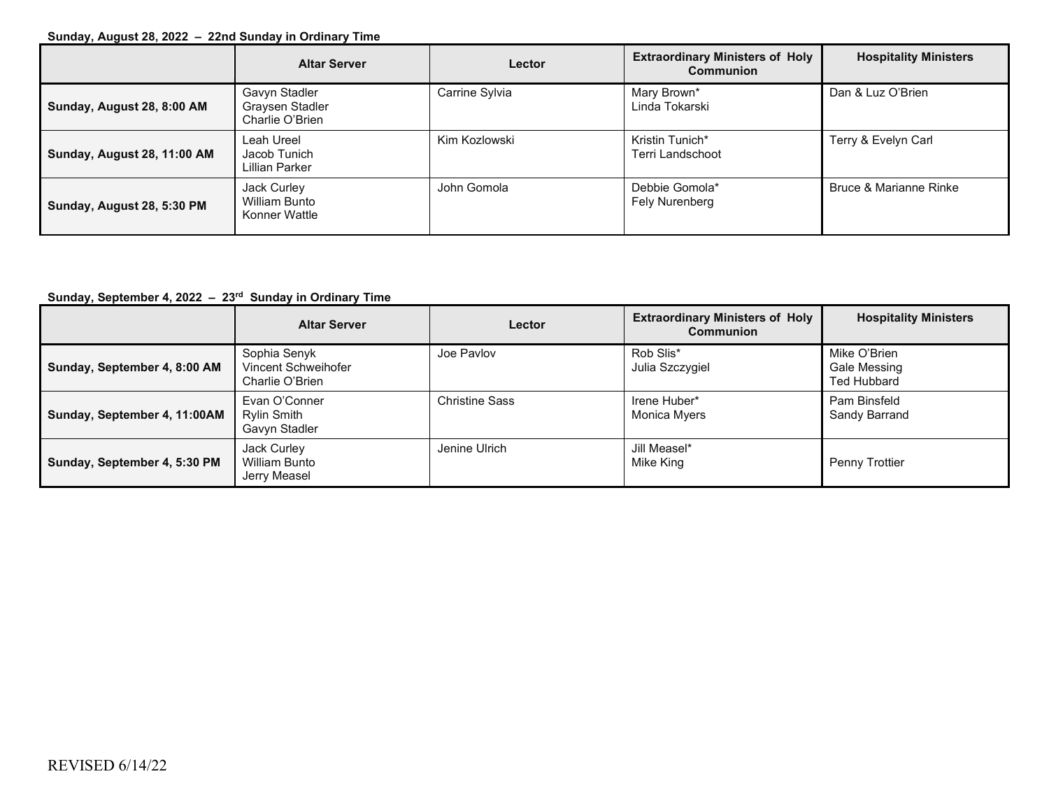**Sunday, August 28, 2022 – 22nd Sunday in Ordinary Time**

| | Altar Server | Lector | Extraordinary Ministers of Holy Communion | Hospitality Ministers |
|---|---|---|---|---|
| **Sunday, August 28, 8:00 AM** | Gavyn Stadler<br>Graysen Stadler<br>Charlie O'Brien | Carrine Sylvia | Mary Brown*<br>Linda Tokarski | Dan & Luz O'Brien |
| **Sunday, August 28, 11:00 AM** | Leah Ureel<br>Jacob Tunich<br>Lillian Parker | Kim Kozlowski | Kristin Tunich*<br>Terri Landschoot | Terry & Evelyn Carl |
| **Sunday, August 28, 5:30 PM** | Jack Curley<br>William Bunto<br>Konner Wattle | John Gomola | Debbie Gomola*<br>Fely Nurenberg | Bruce & Marianne Rinke |

**Sunday, September 4, 2022 – 23rd Sunday in Ordinary Time**

| | Altar Server | Lector | Extraordinary Ministers of Holy Communion | Hospitality Ministers |
|---|---|---|---|---|
| **Sunday, September 4, 8:00 AM** | Sophia Senyk<br>Vincent Schweihofer<br>Charlie O'Brien | Joe Pavlov | Rob Slis*<br>Julia Szczygiel | Mike O'Brien<br>Gale Messing<br>Ted Hubbard |
| **Sunday, September 4, 11:00AM** | Evan O'Conner<br>Rylin Smith<br>Gavyn Stadler | Christine Sass | Irene Huber*<br>Monica Myers | Pam Binsfeld<br>Sandy Barrand |
| **Sunday, September 4, 5:30 PM** | Jack Curley<br>William Bunto<br>Jerry Measel | Jenine Ulrich | Jill Measel*<br>Mike King | Penny Trottier |

REVISED 6/14/22